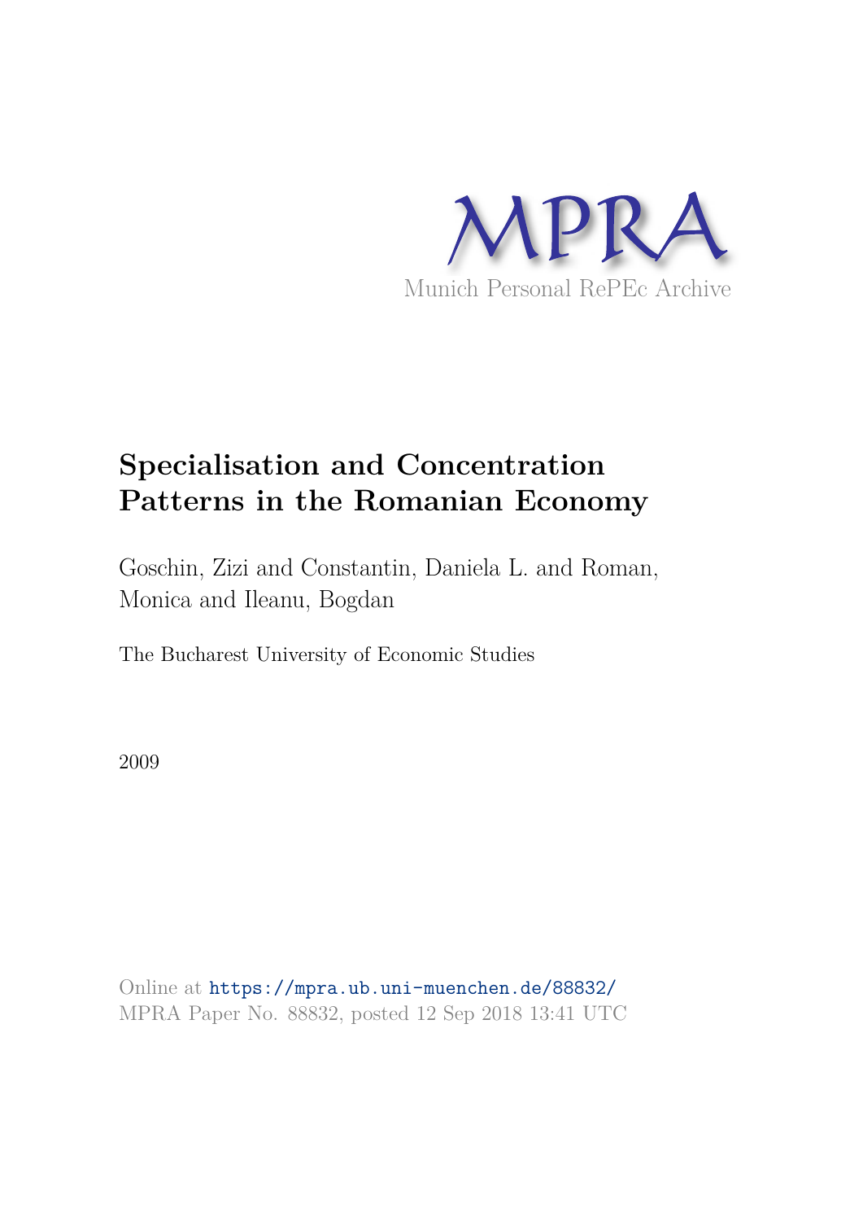MPRA

Munich Personal RePEc Archive

# Specialisation and Concentration Patterns in the Romanian Economy

Goschin, Zizi and Constantin, Daniela L. and Roman, Monica and Ileanu, Bogdan

The Bucharest University of Economic Studies

2009

Online at https://mpra.ub.uni-muenchen.de/88832/
MPRA Paper No. 88832, posted 12 Sep 2018 13:41 UTC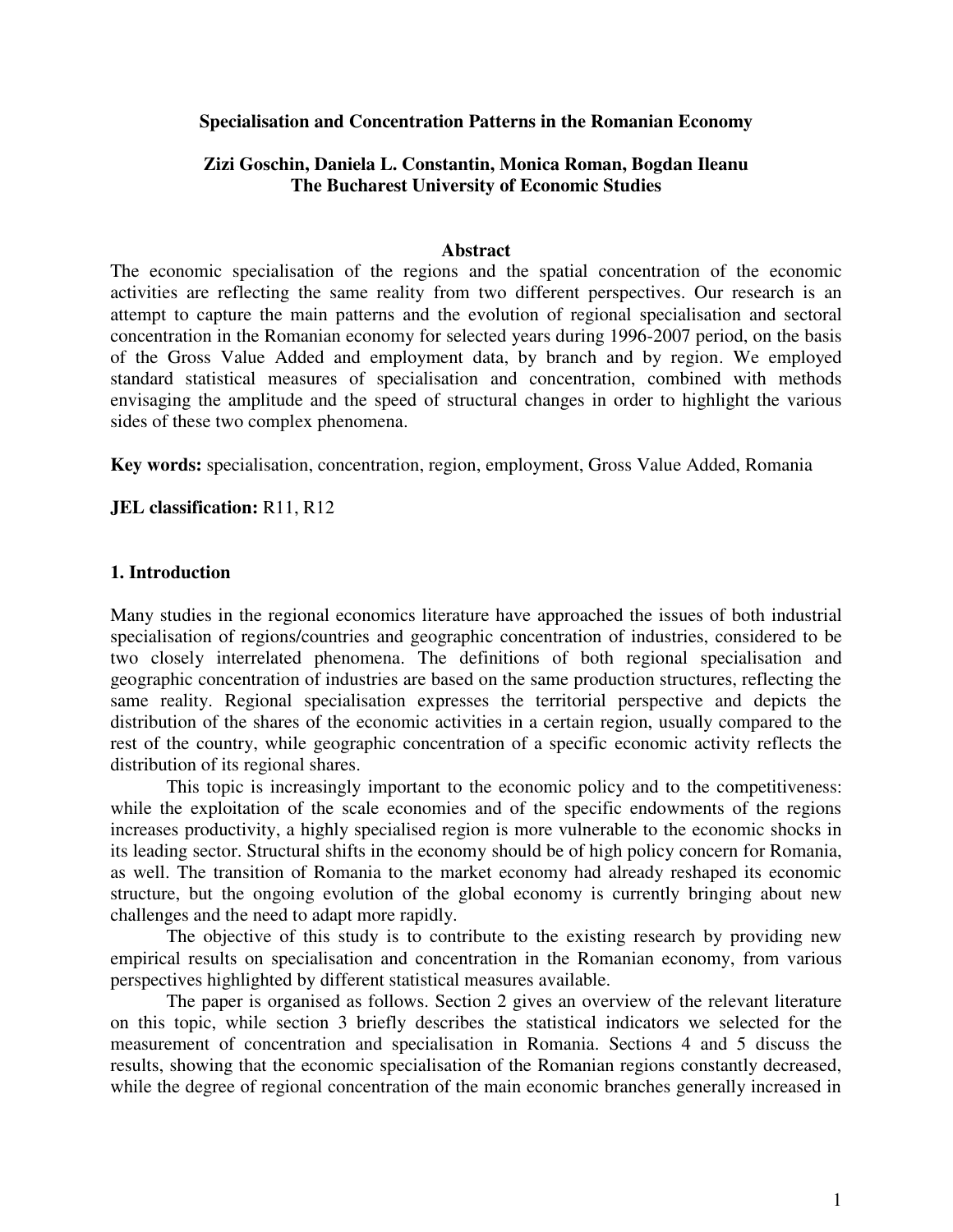**Specialisation and Concentration Patterns in the Romanian Economy**

**Zizi Goschin, Daniela L. Constantin, Monica Roman, Bogdan Ileanu**
**The Bucharest University of Economic Studies**

**Abstract**

The economic specialisation of the regions and the spatial concentration of the economic activities are reflecting the same reality from two different perspectives. Our research is an attempt to capture the main patterns and the evolution of regional specialisation and sectoral concentration in the Romanian economy for selected years during 1996-2007 period, on the basis of the Gross Value Added and employment data, by branch and by region. We employed standard statistical measures of specialisation and concentration, combined with methods envisaging the amplitude and the speed of structural changes in order to highlight the various sides of these two complex phenomena.

**Key words:** specialisation, concentration, region, employment, Gross Value Added, Romania

**JEL classification:** R11, R12

## 1. Introduction

Many studies in the regional economics literature have approached the issues of both industrial specialisation of regions/countries and geographic concentration of industries, considered to be two closely interrelated phenomena. The definitions of both regional specialisation and geographic concentration of industries are based on the same production structures, reflecting the same reality. Regional specialisation expresses the territorial perspective and depicts the distribution of the shares of the economic activities in a certain region, usually compared to the rest of the country, while geographic concentration of a specific economic activity reflects the distribution of its regional shares.

This topic is increasingly important to the economic policy and to the competitiveness: while the exploitation of the scale economies and of the specific endowments of the regions increases productivity, a highly specialised region is more vulnerable to the economic shocks in its leading sector. Structural shifts in the economy should be of high policy concern for Romania, as well. The transition of Romania to the market economy had already reshaped its economic structure, but the ongoing evolution of the global economy is currently bringing about new challenges and the need to adapt more rapidly.

The objective of this study is to contribute to the existing research by providing new empirical results on specialisation and concentration in the Romanian economy, from various perspectives highlighted by different statistical measures available.

The paper is organised as follows. Section 2 gives an overview of the relevant literature on this topic, while section 3 briefly describes the statistical indicators we selected for the measurement of concentration and specialisation in Romania. Sections 4 and 5 discuss the results, showing that the economic specialisation of the Romanian regions constantly decreased, while the degree of regional concentration of the main economic branches generally increased in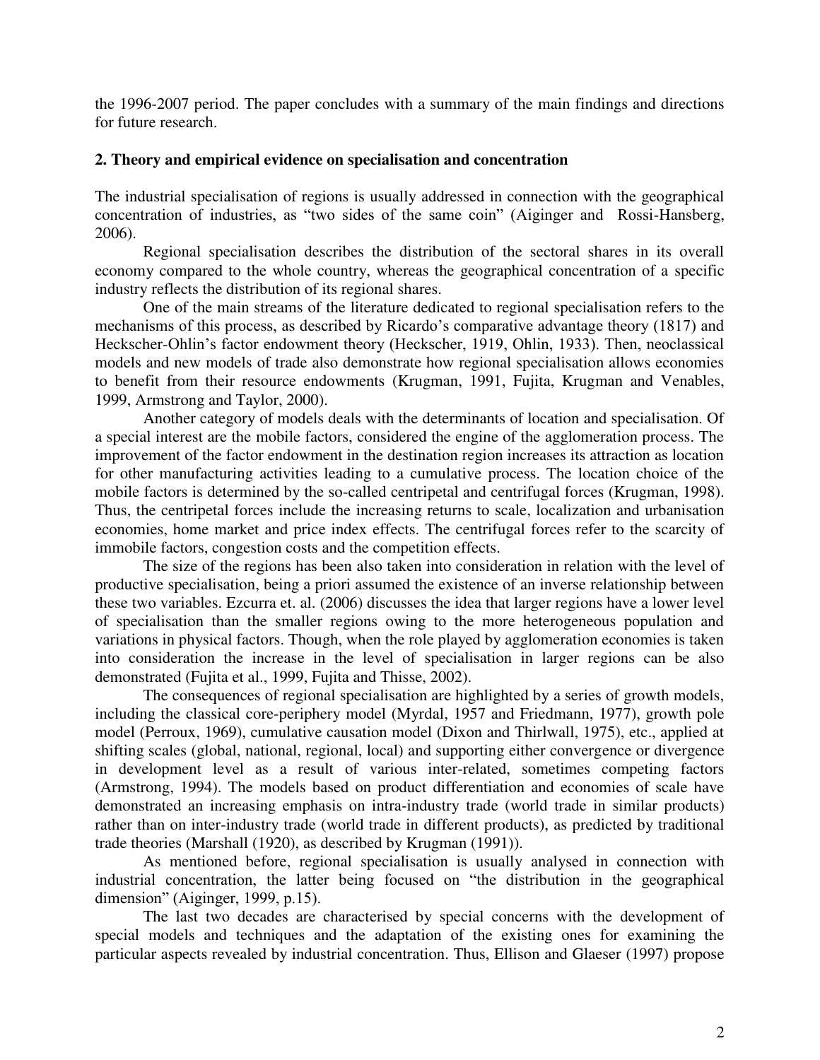the 1996-2007 period. The paper concludes with a summary of the main findings and directions for future research.

## 2. Theory and empirical evidence on specialisation and concentration

The industrial specialisation of regions is usually addressed in connection with the geographical concentration of industries, as "two sides of the same coin" (Aiginger and Rossi-Hansberg, 2006).

Regional specialisation describes the distribution of the sectoral shares in its overall economy compared to the whole country, whereas the geographical concentration of a specific industry reflects the distribution of its regional shares.

One of the main streams of the literature dedicated to regional specialisation refers to the mechanisms of this process, as described by Ricardo's comparative advantage theory (1817) and Heckscher-Ohlin's factor endowment theory (Heckscher, 1919, Ohlin, 1933). Then, neoclassical models and new models of trade also demonstrate how regional specialisation allows economies to benefit from their resource endowments (Krugman, 1991, Fujita, Krugman and Venables, 1999, Armstrong and Taylor, 2000).

Another category of models deals with the determinants of location and specialisation. Of a special interest are the mobile factors, considered the engine of the agglomeration process. The improvement of the factor endowment in the destination region increases its attraction as location for other manufacturing activities leading to a cumulative process. The location choice of the mobile factors is determined by the so-called centripetal and centrifugal forces (Krugman, 1998). Thus, the centripetal forces include the increasing returns to scale, localization and urbanisation economies, home market and price index effects. The centrifugal forces refer to the scarcity of immobile factors, congestion costs and the competition effects.

The size of the regions has been also taken into consideration in relation with the level of productive specialisation, being a priori assumed the existence of an inverse relationship between these two variables. Ezcurra et. al. (2006) discusses the idea that larger regions have a lower level of specialisation than the smaller regions owing to the more heterogeneous population and variations in physical factors. Though, when the role played by agglomeration economies is taken into consideration the increase in the level of specialisation in larger regions can be also demonstrated (Fujita et al., 1999, Fujita and Thisse, 2002).

The consequences of regional specialisation are highlighted by a series of growth models, including the classical core-periphery model (Myrdal, 1957 and Friedmann, 1977), growth pole model (Perroux, 1969), cumulative causation model (Dixon and Thirlwall, 1975), etc., applied at shifting scales (global, national, regional, local) and supporting either convergence or divergence in development level as a result of various inter-related, sometimes competing factors (Armstrong, 1994). The models based on product differentiation and economies of scale have demonstrated an increasing emphasis on intra-industry trade (world trade in similar products) rather than on inter-industry trade (world trade in different products), as predicted by traditional trade theories (Marshall (1920), as described by Krugman (1991)).

As mentioned before, regional specialisation is usually analysed in connection with industrial concentration, the latter being focused on "the distribution in the geographical dimension" (Aiginger, 1999, p.15).

The last two decades are characterised by special concerns with the development of special models and techniques and the adaptation of the existing ones for examining the particular aspects revealed by industrial concentration. Thus, Ellison and Glaeser (1997) propose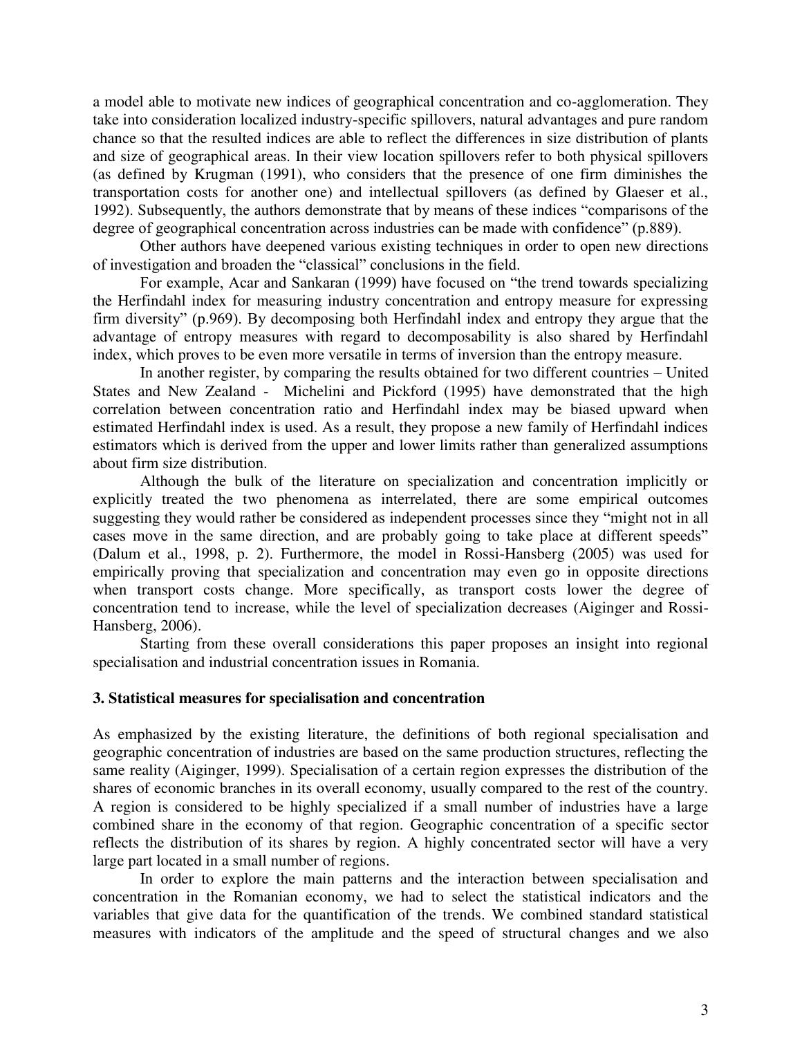a model able to motivate new indices of geographical concentration and co-agglomeration. They take into consideration localized industry-specific spillovers, natural advantages and pure random chance so that the resulted indices are able to reflect the differences in size distribution of plants and size of geographical areas. In their view location spillovers refer to both physical spillovers (as defined by Krugman (1991), who considers that the presence of one firm diminishes the transportation costs for another one) and intellectual spillovers (as defined by Glaeser et al., 1992). Subsequently, the authors demonstrate that by means of these indices "comparisons of the degree of geographical concentration across industries can be made with confidence" (p.889).

Other authors have deepened various existing techniques in order to open new directions of investigation and broaden the "classical" conclusions in the field.

For example, Acar and Sankaran (1999) have focused on "the trend towards specializing the Herfindahl index for measuring industry concentration and entropy measure for expressing firm diversity" (p.969). By decomposing both Herfindahl index and entropy they argue that the advantage of entropy measures with regard to decomposability is also shared by Herfindahl index, which proves to be even more versatile in terms of inversion than the entropy measure.

In another register, by comparing the results obtained for two different countries – United States and New Zealand - Michelini and Pickford (1995) have demonstrated that the high correlation between concentration ratio and Herfindahl index may be biased upward when estimated Herfindahl index is used. As a result, they propose a new family of Herfindahl indices estimators which is derived from the upper and lower limits rather than generalized assumptions about firm size distribution.

Although the bulk of the literature on specialization and concentration implicitly or explicitly treated the two phenomena as interrelated, there are some empirical outcomes suggesting they would rather be considered as independent processes since they "might not in all cases move in the same direction, and are probably going to take place at different speeds" (Dalum et al., 1998, p. 2). Furthermore, the model in Rossi-Hansberg (2005) was used for empirically proving that specialization and concentration may even go in opposite directions when transport costs change. More specifically, as transport costs lower the degree of concentration tend to increase, while the level of specialization decreases (Aiginger and Rossi-Hansberg, 2006).

Starting from these overall considerations this paper proposes an insight into regional specialisation and industrial concentration issues in Romania.

### 3. Statistical measures for specialisation and concentration

As emphasized by the existing literature, the definitions of both regional specialisation and geographic concentration of industries are based on the same production structures, reflecting the same reality (Aiginger, 1999). Specialisation of a certain region expresses the distribution of the shares of economic branches in its overall economy, usually compared to the rest of the country. A region is considered to be highly specialized if a small number of industries have a large combined share in the economy of that region. Geographic concentration of a specific sector reflects the distribution of its shares by region. A highly concentrated sector will have a very large part located in a small number of regions.

In order to explore the main patterns and the interaction between specialisation and concentration in the Romanian economy, we had to select the statistical indicators and the variables that give data for the quantification of the trends. We combined standard statistical measures with indicators of the amplitude and the speed of structural changes and we also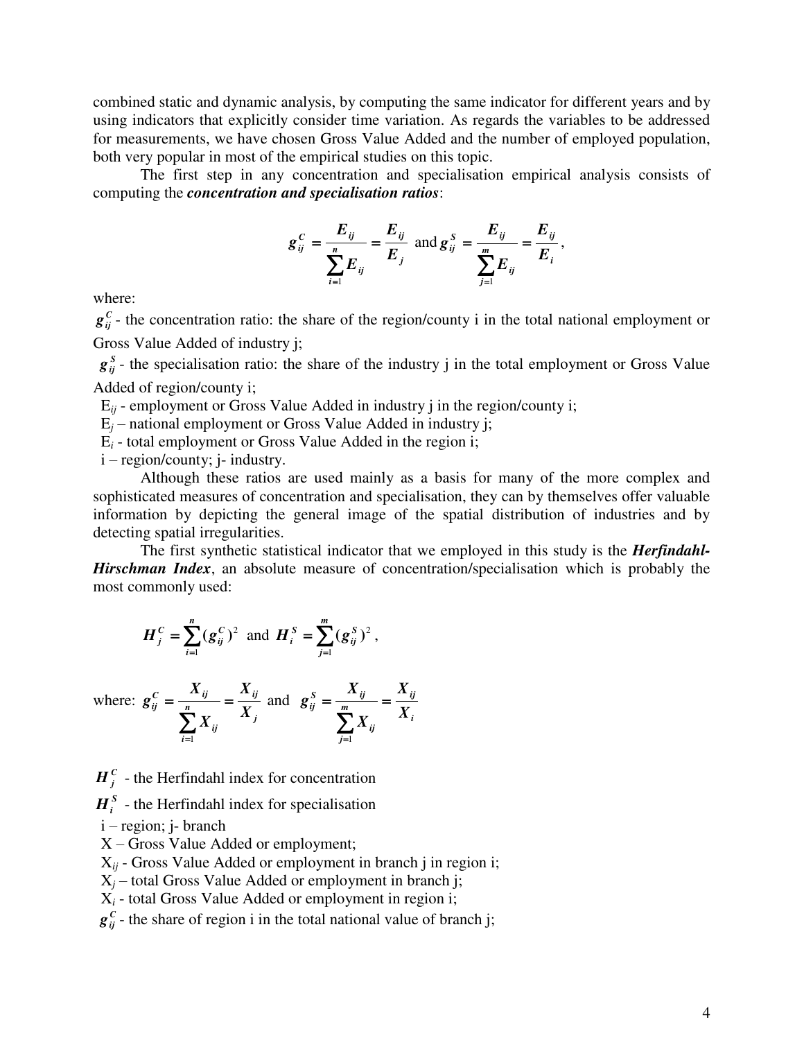combined static and dynamic analysis, by computing the same indicator for different years and by using indicators that explicitly consider time variation. As regards the variables to be addressed for measurements, we have chosen Gross Value Added and the number of employed population, both very popular in most of the empirical studies on this topic.

The first step in any concentration and specialisation empirical analysis consists of computing the ***concentration and specialisation ratios***:

$$g_{ij}^{C} = \frac{E_{ij}}{\sum_{i=1}^{n} E_{ij}} = \frac{E_{ij}}{E_{j}} \text{ and } g_{ij}^{S} = \frac{E_{ij}}{\sum_{j=1}^{m} E_{ij}} = \frac{E_{ij}}{E_{i}},$$

where:

$g_{ij}^{C}$ - the concentration ratio: the share of the region/county i in the total national employment or Gross Value Added of industry j;

$g_{ij}^{S}$ - the specialisation ratio: the share of the industry j in the total employment or Gross Value Added of region/county i;

$E_{ij}$ - employment or Gross Value Added in industry j in the region/county i;

$E_{j}$ – national employment or Gross Value Added in industry j;

$E_{i}$ - total employment or Gross Value Added in the region i;

i – region/county; j- industry.

Although these ratios are used mainly as a basis for many of the more complex and sophisticated measures of concentration and specialisation, they can by themselves offer valuable information by depicting the general image of the spatial distribution of industries and by detecting spatial irregularities.

The first synthetic statistical indicator that we employed in this study is the ***Herfindahl-Hirschman Index***, an absolute measure of concentration/specialisation which is probably the most commonly used:

$$H_{j}^{C} = \sum_{i=1}^{n} (g_{ij}^{C})^{2} \text{ and } H_{i}^{S} = \sum_{j=1}^{m} (g_{ij}^{S})^{2},$$

where: $g_{ij}^{C} = \frac{X_{ij}}{\sum_{i=1}^{n} X_{ij}} = \frac{X_{ij}}{X_{j}}$ and $g_{ij}^{S} = \frac{X_{ij}}{\sum_{j=1}^{m} X_{ij}} = \frac{X_{ij}}{X_{i}}$

$H_{j}^{C}$ - the Herfindahl index for concentration

$H_{i}^{S}$ - the Herfindahl index for specialisation

i – region; j- branch

X – Gross Value Added or employment;

$X_{ij}$ - Gross Value Added or employment in branch j in region i;

$X_{j}$ – total Gross Value Added or employment in branch j;

$X_{i}$ - total Gross Value Added or employment in region i;

$g_{ij}^{C}$ - the share of region i in the total national value of branch j;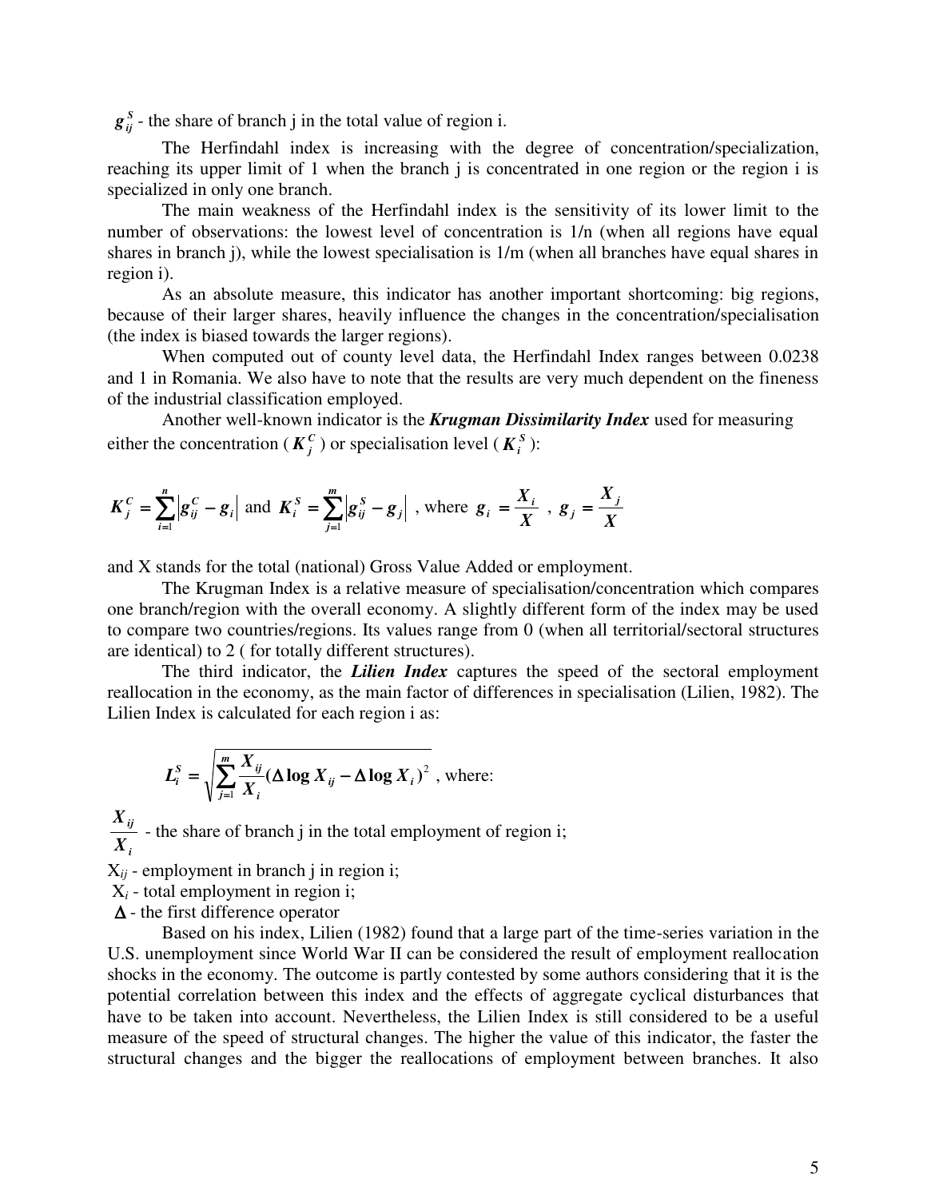$g_{ij}^{S}$ - the share of branch j in the total value of region i.

The Herfindahl index is increasing with the degree of concentration/specialization, reaching its upper limit of 1 when the branch j is concentrated in one region or the region i is specialized in only one branch.

The main weakness of the Herfindahl index is the sensitivity of its lower limit to the number of observations: the lowest level of concentration is 1/n (when all regions have equal shares in branch j), while the lowest specialisation is 1/m (when all branches have equal shares in region i).

As an absolute measure, this indicator has another important shortcoming: big regions, because of their larger shares, heavily influence the changes in the concentration/specialisation (the index is biased towards the larger regions).

When computed out of county level data, the Herfindahl Index ranges between 0.0238 and 1 in Romania. We also have to note that the results are very much dependent on the fineness of the industrial classification employed.

Another well-known indicator is the ***Krugman Dissimilarity Index*** used for measuring either the concentration ($K_j^C$) or specialisation level ($K_i^S$):

$$K_j^C = \sum_{i=1}^{n} \left| g_{ij}^C - g_i \right| \text{ and } K_i^S = \sum_{j=1}^{m} \left| g_{ij}^S - g_j \right| \text{, where } g_i = \frac{X_i}{X} \text{ , } g_j = \frac{X_j}{X}$$

and X stands for the total (national) Gross Value Added or employment.

The Krugman Index is a relative measure of specialisation/concentration which compares one branch/region with the overall economy. A slightly different form of the index may be used to compare two countries/regions. Its values range from 0 (when all territorial/sectoral structures are identical) to 2 ( for totally different structures).

The third indicator, the ***Lilien Index*** captures the speed of the sectoral employment reallocation in the economy, as the main factor of differences in specialisation (Lilien, 1982). The Lilien Index is calculated for each region i as:

$$L_i^S = \sqrt{\sum_{j=1}^{m} \frac{X_{ij}}{X_i} (\Delta \log X_{ij} - \Delta \log X_i)^2} \text{ , where:}$$

$\frac{X_{ij}}{X_i}$ - the share of branch j in the total employment of region i;

$X_{ij}$ - employment in branch j in region i;

$X_i$ - total employment in region i;

$\Delta$ - the first difference operator

Based on his index, Lilien (1982) found that a large part of the time-series variation in the U.S. unemployment since World War II can be considered the result of employment reallocation shocks in the economy. The outcome is partly contested by some authors considering that it is the potential correlation between this index and the effects of aggregate cyclical disturbances that have to be taken into account. Nevertheless, the Lilien Index is still considered to be a useful measure of the speed of structural changes. The higher the value of this indicator, the faster the structural changes and the bigger the reallocations of employment between branches. It also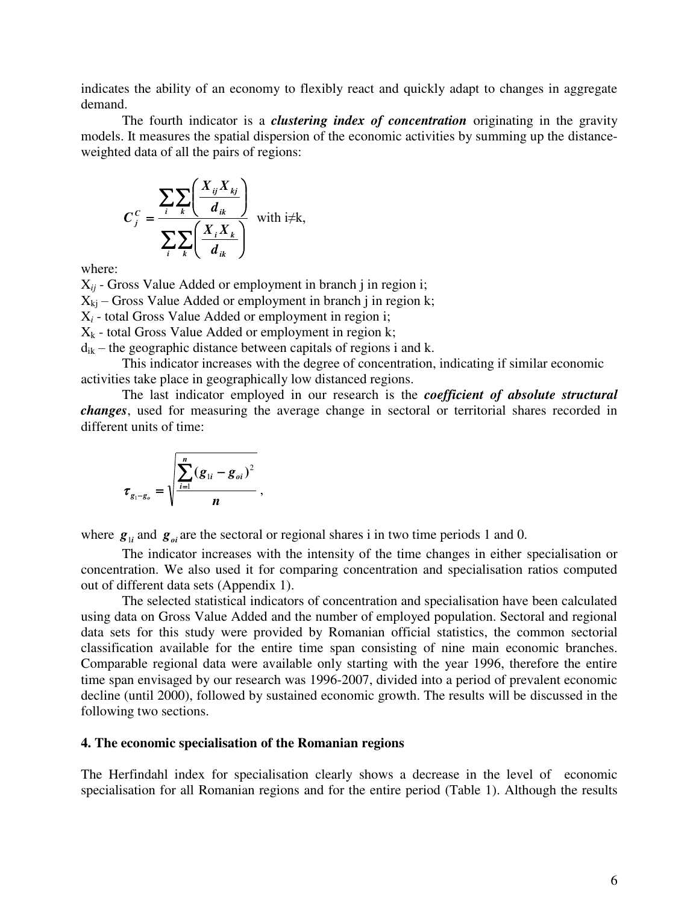indicates the ability of an economy to flexibly react and quickly adapt to changes in aggregate demand.

The fourth indicator is a ***clustering index of concentration*** originating in the gravity models. It measures the spatial dispersion of the economic activities by summing up the distance-weighted data of all the pairs of regions:

$$C_j^C = \frac{\sum_i \sum_k \left( \frac{X_{ij} X_{kj}}{d_{ik}} \right)}{\sum_i \sum_k \left( \frac{X_i X_k}{d_{ik}} \right)} \text{ with } i \neq k,$$

where:

$X_{ij}$ - Gross Value Added or employment in branch j in region i;

$X_{kj}$ – Gross Value Added or employment in branch j in region k;

$X_i$ - total Gross Value Added or employment in region i;

$X_k$ - total Gross Value Added or employment in region k;

$d_{ik}$ – the geographic distance between capitals of regions i and k.

This indicator increases with the degree of concentration, indicating if similar economic activities take place in geographically low distanced regions.

The last indicator employed in our research is the ***coefficient of absolute structural changes***, used for measuring the average change in sectoral or territorial shares recorded in different units of time:

$$\tau_{g_1 - g_o} = \sqrt{\frac{\sum_{i=1}^{n} (g_{1i} - g_{oi})^2}{n}},$$

where $g_{1i}$ and $g_{oi}$ are the sectoral or regional shares i in two time periods 1 and 0.

The indicator increases with the intensity of the time changes in either specialisation or concentration. We also used it for comparing concentration and specialisation ratios computed out of different data sets (Appendix 1).

The selected statistical indicators of concentration and specialisation have been calculated using data on Gross Value Added and the number of employed population. Sectoral and regional data sets for this study were provided by Romanian official statistics, the common sectorial classification available for the entire time span consisting of nine main economic branches. Comparable regional data were available only starting with the year 1996, therefore the entire time span envisaged by our research was 1996-2007, divided into a period of prevalent economic decline (until 2000), followed by sustained economic growth. The results will be discussed in the following two sections.

## 4. The economic specialisation of the Romanian regions

The Herfindahl index for specialisation clearly shows a decrease in the level of economic specialisation for all Romanian regions and for the entire period (Table 1). Although the results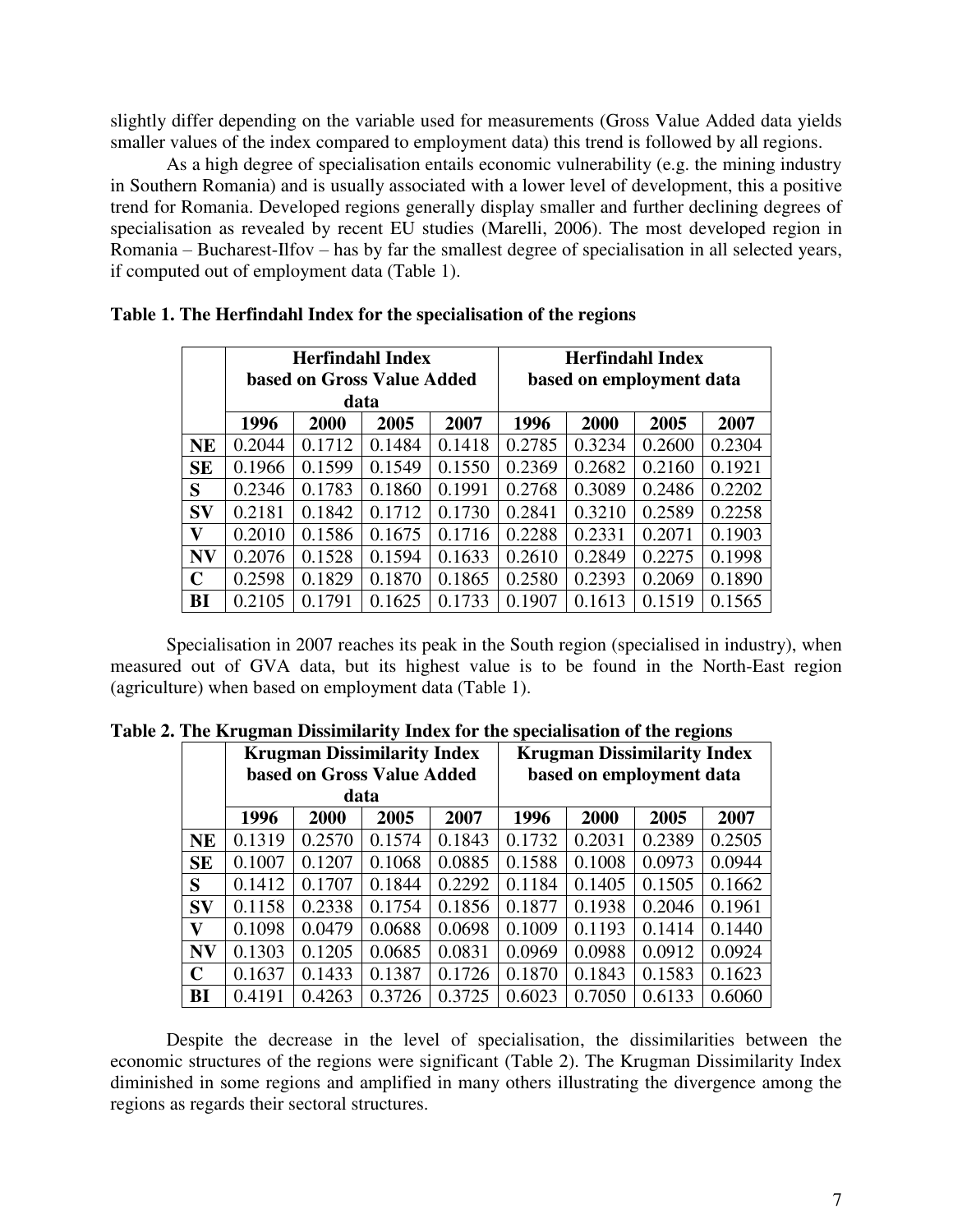slightly differ depending on the variable used for measurements (Gross Value Added data yields smaller values of the index compared to employment data) this trend is followed by all regions.

As a high degree of specialisation entails economic vulnerability (e.g. the mining industry in Southern Romania) and is usually associated with a lower level of development, this a positive trend for Romania. Developed regions generally display smaller and further declining degrees of specialisation as revealed by recent EU studies (Marelli, 2006). The most developed region in Romania – Bucharest-Ilfov – has by far the smallest degree of specialisation in all selected years, if computed out of employment data (Table 1).

**Table 1. The Herfindahl Index for the specialisation of the regions**

| | Herfindahl Index based on Gross Value Added data | | | | Herfindahl Index based on employment data | | | |
|---|---|---|---|---|---|---|---|---|
| | 1996 | 2000 | 2005 | 2007 | 1996 | 2000 | 2005 | 2007 |
| **NE** | 0.2044 | 0.1712 | 0.1484 | 0.1418 | 0.2785 | 0.3234 | 0.2600 | 0.2304 |
| **SE** | 0.1966 | 0.1599 | 0.1549 | 0.1550 | 0.2369 | 0.2682 | 0.2160 | 0.1921 |
| **S** | 0.2346 | 0.1783 | 0.1860 | 0.1991 | 0.2768 | 0.3089 | 0.2486 | 0.2202 |
| **SV** | 0.2181 | 0.1842 | 0.1712 | 0.1730 | 0.2841 | 0.3210 | 0.2589 | 0.2258 |
| **V** | 0.2010 | 0.1586 | 0.1675 | 0.1716 | 0.2288 | 0.2331 | 0.2071 | 0.1903 |
| **NV** | 0.2076 | 0.1528 | 0.1594 | 0.1633 | 0.2610 | 0.2849 | 0.2275 | 0.1998 |
| **C** | 0.2598 | 0.1829 | 0.1870 | 0.1865 | 0.2580 | 0.2393 | 0.2069 | 0.1890 |
| **BI** | 0.2105 | 0.1791 | 0.1625 | 0.1733 | 0.1907 | 0.1613 | 0.1519 | 0.1565 |

Specialisation in 2007 reaches its peak in the South region (specialised in industry), when measured out of GVA data, but its highest value is to be found in the North-East region (agriculture) when based on employment data (Table 1).

**Table 2. The Krugman Dissimilarity Index for the specialisation of the regions**

| | Krugman Dissimilarity Index based on Gross Value Added data | | | | Krugman Dissimilarity Index based on employment data | | | |
|---|---|---|---|---|---|---|---|---|
| | 1996 | 2000 | 2005 | 2007 | 1996 | 2000 | 2005 | 2007 |
| **NE** | 0.1319 | 0.2570 | 0.1574 | 0.1843 | 0.1732 | 0.2031 | 0.2389 | 0.2505 |
| **SE** | 0.1007 | 0.1207 | 0.1068 | 0.0885 | 0.1588 | 0.1008 | 0.0973 | 0.0944 |
| **S** | 0.1412 | 0.1707 | 0.1844 | 0.2292 | 0.1184 | 0.1405 | 0.1505 | 0.1662 |
| **SV** | 0.1158 | 0.2338 | 0.1754 | 0.1856 | 0.1877 | 0.1938 | 0.2046 | 0.1961 |
| **V** | 0.1098 | 0.0479 | 0.0688 | 0.0698 | 0.1009 | 0.1193 | 0.1414 | 0.1440 |
| **NV** | 0.1303 | 0.1205 | 0.0685 | 0.0831 | 0.0969 | 0.0988 | 0.0912 | 0.0924 |
| **C** | 0.1637 | 0.1433 | 0.1387 | 0.1726 | 0.1870 | 0.1843 | 0.1583 | 0.1623 |
| **BI** | 0.4191 | 0.4263 | 0.3726 | 0.3725 | 0.6023 | 0.7050 | 0.6133 | 0.6060 |

Despite the decrease in the level of specialisation, the dissimilarities between the economic structures of the regions were significant (Table 2). The Krugman Dissimilarity Index diminished in some regions and amplified in many others illustrating the divergence among the regions as regards their sectoral structures.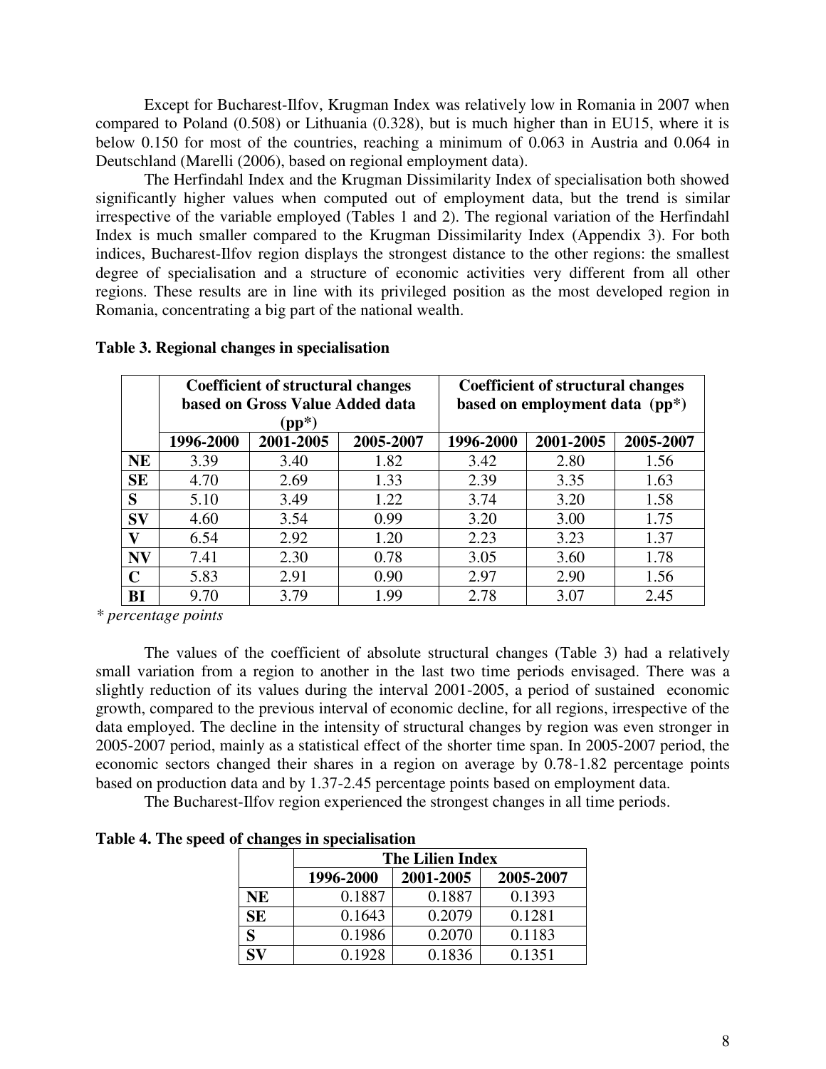Except for Bucharest-Ilfov, Krugman Index was relatively low in Romania in 2007 when compared to Poland (0.508) or Lithuania (0.328), but is much higher than in EU15, where it is below 0.150 for most of the countries, reaching a minimum of 0.063 in Austria and 0.064 in Deutschland (Marelli (2006), based on regional employment data).

The Herfindahl Index and the Krugman Dissimilarity Index of specialisation both showed significantly higher values when computed out of employment data, but the trend is similar irrespective of the variable employed (Tables 1 and 2). The regional variation of the Herfindahl Index is much smaller compared to the Krugman Dissimilarity Index (Appendix 3). For both indices, Bucharest-Ilfov region displays the strongest distance to the other regions: the smallest degree of specialisation and a structure of economic activities very different from all other regions. These results are in line with its privileged position as the most developed region in Romania, concentrating a big part of the national wealth.

**Table 3. Regional changes in specialisation**

| | Coefficient of structural changes based on Gross Value Added data (pp*) | | | Coefficient of structural changes based on employment data (pp*) | | |
|---|---|---|---|---|---|---|
| | 1996-2000 | 2001-2005 | 2005-2007 | 1996-2000 | 2001-2005 | 2005-2007 |
| **NE** | 3.39 | 3.40 | 1.82 | 3.42 | 2.80 | 1.56 |
| **SE** | 4.70 | 2.69 | 1.33 | 2.39 | 3.35 | 1.63 |
| **S** | 5.10 | 3.49 | 1.22 | 3.74 | 3.20 | 1.58 |
| **SV** | 4.60 | 3.54 | 0.99 | 3.20 | 3.00 | 1.75 |
| **V** | 6.54 | 2.92 | 1.20 | 2.23 | 3.23 | 1.37 |
| **NV** | 7.41 | 2.30 | 0.78 | 3.05 | 3.60 | 1.78 |
| **C** | 5.83 | 2.91 | 0.90 | 2.97 | 2.90 | 1.56 |
| **BI** | 9.70 | 3.79 | 1.99 | 2.78 | 3.07 | 2.45 |

*\* percentage points*

The values of the coefficient of absolute structural changes (Table 3) had a relatively small variation from a region to another in the last two time periods envisaged. There was a slightly reduction of its values during the interval 2001-2005, a period of sustained economic growth, compared to the previous interval of economic decline, for all regions, irrespective of the data employed. The decline in the intensity of structural changes by region was even stronger in 2005-2007 period, mainly as a statistical effect of the shorter time span. In 2005-2007 period, the economic sectors changed their shares in a region on average by 0.78-1.82 percentage points based on production data and by 1.37-2.45 percentage points based on employment data.

The Bucharest-Ilfov region experienced the strongest changes in all time periods.

**Table 4. The speed of changes in specialisation**

| | The Lilien Index | | |
|---|---|---|---|
| | 1996-2000 | 2001-2005 | 2005-2007 |
| **NE** | 0.1887 | 0.1887 | 0.1393 |
| **SE** | 0.1643 | 0.2079 | 0.1281 |
| **S** | 0.1986 | 0.2070 | 0.1183 |
| **SV** | 0.1928 | 0.1836 | 0.1351 |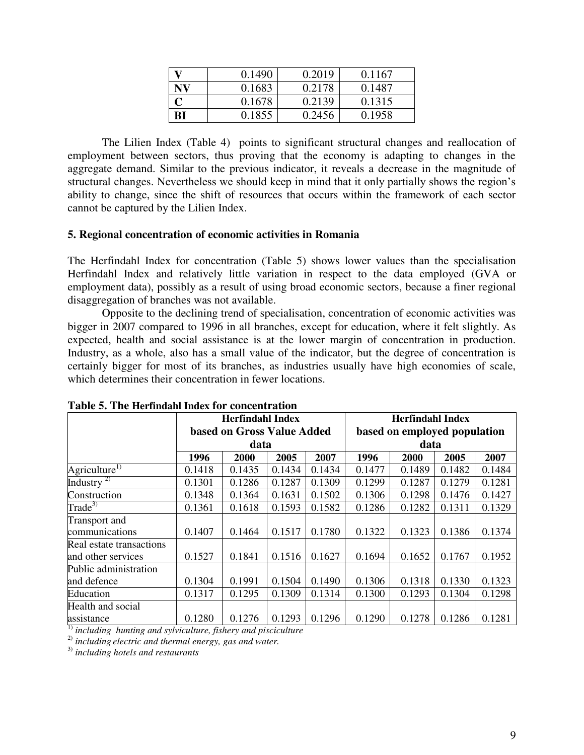| V | 0.1490 | 0.2019 | 0.1167 |
|---|---|---|---|
| NV | 0.1683 | 0.2178 | 0.1487 |
| C | 0.1678 | 0.2139 | 0.1315 |
| BI | 0.1855 | 0.2456 | 0.1958 |

The Lilien Index (Table 4) points to significant structural changes and reallocation of employment between sectors, thus proving that the economy is adapting to changes in the aggregate demand. Similar to the previous indicator, it reveals a decrease in the magnitude of structural changes. Nevertheless we should keep in mind that it only partially shows the region's ability to change, since the shift of resources that occurs within the framework of each sector cannot be captured by the Lilien Index.

## 5. Regional concentration of economic activities in Romania

The Herfindahl Index for concentration (Table 5) shows lower values than the specialisation Herfindahl Index and relatively little variation in respect to the data employed (GVA or employment data), possibly as a result of using broad economic sectors, because a finer regional disaggregation of branches was not available.

Opposite to the declining trend of specialisation, concentration of economic activities was bigger in 2007 compared to 1996 in all branches, except for education, where it felt slightly. As expected, health and social assistance is at the lower margin of concentration in production. Industry, as a whole, also has a small value of the indicator, but the degree of concentration is certainly bigger for most of its branches, as industries usually have high economies of scale, which determines their concentration in fewer locations.

**Table 5. The Herfindahl Index for concentration**

| | Herfindahl Index based on Gross Value Added data | | | | Herfindahl Index based on employed population data | | | |
|---|---|---|---|---|---|---|---|---|
| | 1996 | 2000 | 2005 | 2007 | 1996 | 2000 | 2005 | 2007 |
| Agriculture[1)] | 0.1418 | 0.1435 | 0.1434 | 0.1434 | 0.1477 | 0.1489 | 0.1482 | 0.1484 |
| Industry [2)] | 0.1301 | 0.1286 | 0.1287 | 0.1309 | 0.1299 | 0.1287 | 0.1279 | 0.1281 |
| Construction | 0.1348 | 0.1364 | 0.1631 | 0.1502 | 0.1306 | 0.1298 | 0.1476 | 0.1427 |
| Trade[3)] | 0.1361 | 0.1618 | 0.1593 | 0.1582 | 0.1286 | 0.1282 | 0.1311 | 0.1329 |
| Transport and communications | 0.1407 | 0.1464 | 0.1517 | 0.1780 | 0.1322 | 0.1323 | 0.1386 | 0.1374 |
| Real estate transactions and other services | 0.1527 | 0.1841 | 0.1516 | 0.1627 | 0.1694 | 0.1652 | 0.1767 | 0.1952 |
| Public administration and defence | 0.1304 | 0.1991 | 0.1504 | 0.1490 | 0.1306 | 0.1318 | 0.1330 | 0.1323 |
| Education | 0.1317 | 0.1295 | 0.1309 | 0.1314 | 0.1300 | 0.1293 | 0.1304 | 0.1298 |
| Health and social assistance | 0.1280 | 0.1276 | 0.1293 | 0.1296 | 0.1290 | 0.1278 | 0.1286 | 0.1281 |

[1)] *including hunting and sylviculture, fishery and pisciculture*

[2)] *including electric and thermal energy, gas and water.*

[3)] *including hotels and restaurants*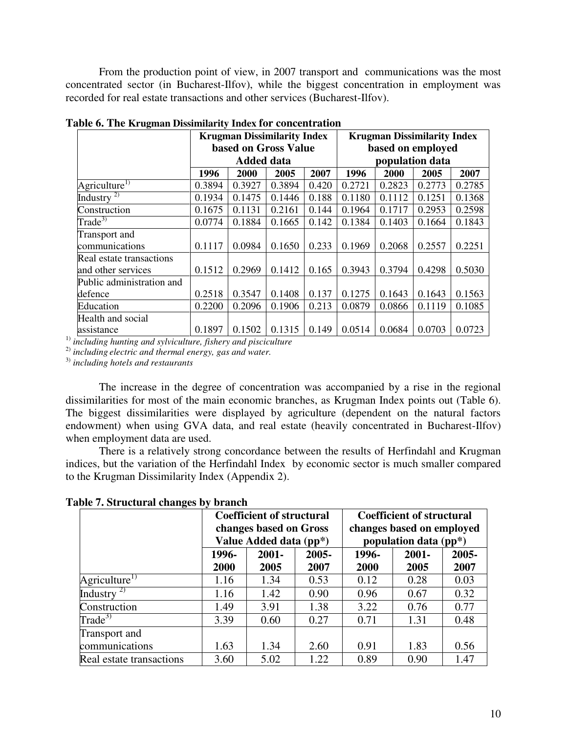From the production point of view, in 2007 transport and communications was the most concentrated sector (in Bucharest-Ilfov), while the biggest concentration in employment was recorded for real estate transactions and other services (Bucharest-Ilfov).

**Table 6. The Krugman Dissimilarity Index for concentration**

| | Krugman Dissimilarity Index based on Gross Value Added data | | | | Krugman Dissimilarity Index based on employed population data | | | |
|---|---|---|---|---|---|---|---|---|
| | 1996 | 2000 | 2005 | 2007 | 1996 | 2000 | 2005 | 2007 |
| Agriculture[1)] | 0.3894 | 0.3927 | 0.3894 | 0.420 | 0.2721 | 0.2823 | 0.2773 | 0.2785 |
| Industry [2)] | 0.1934 | 0.1475 | 0.1446 | 0.188 | 0.1180 | 0.1112 | 0.1251 | 0.1368 |
| Construction | 0.1675 | 0.1131 | 0.2161 | 0.144 | 0.1964 | 0.1717 | 0.2953 | 0.2598 |
| Trade[3)] | 0.0774 | 0.1884 | 0.1665 | 0.142 | 0.1384 | 0.1403 | 0.1664 | 0.1843 |
| Transport and communications | 0.1117 | 0.0984 | 0.1650 | 0.233 | 0.1969 | 0.2068 | 0.2557 | 0.2251 |
| Real estate transactions and other services | 0.1512 | 0.2969 | 0.1412 | 0.165 | 0.3943 | 0.3794 | 0.4298 | 0.5030 |
| Public administration and defence | 0.2518 | 0.3547 | 0.1408 | 0.137 | 0.1275 | 0.1643 | 0.1643 | 0.1563 |
| Education | 0.2200 | 0.2096 | 0.1906 | 0.213 | 0.0879 | 0.0866 | 0.1119 | 0.1085 |
| Health and social assistance | 0.1897 | 0.1502 | 0.1315 | 0.149 | 0.0514 | 0.0684 | 0.0703 | 0.0723 |

[1)] *including hunting and sylviculture, fishery and pisciculture*
[2)] *including electric and thermal energy, gas and water.*
[3)] *including hotels and restaurants*

The increase in the degree of concentration was accompanied by a rise in the regional dissimilarities for most of the main economic branches, as Krugman Index points out (Table 6). The biggest dissimilarities were displayed by agriculture (dependent on the natural factors endowment) when using GVA data, and real estate (heavily concentrated in Bucharest-Ilfov) when employment data are used.

There is a relatively strong concordance between the results of Herfindahl and Krugman indices, but the variation of the Herfindahl Index by economic sector is much smaller compared to the Krugman Dissimilarity Index (Appendix 2).

**Table 7. Structural changes by branch**

| | Coefficient of structural changes based on Gross Value Added data (pp*) | | | Coefficient of structural changes based on employed population data (pp*) | | |
|---|---|---|---|---|---|---|
| | 1996-2000 | 2001-2005 | 2005-2007 | 1996-2000 | 2001-2005 | 2005-2007 |
| Agriculture[1)] | 1.16 | 1.34 | 0.53 | 0.12 | 0.28 | 0.03 |
| Industry [2)] | 1.16 | 1.42 | 0.90 | 0.96 | 0.67 | 0.32 |
| Construction | 1.49 | 3.91 | 1.38 | 3.22 | 0.76 | 0.77 |
| Trade[3)] | 3.39 | 0.60 | 0.27 | 0.71 | 1.31 | 0.48 |
| Transport and communications | 1.63 | 1.34 | 2.60 | 0.91 | 1.83 | 0.56 |
| Real estate transactions | 3.60 | 5.02 | 1.22 | 0.89 | 0.90 | 1.47 |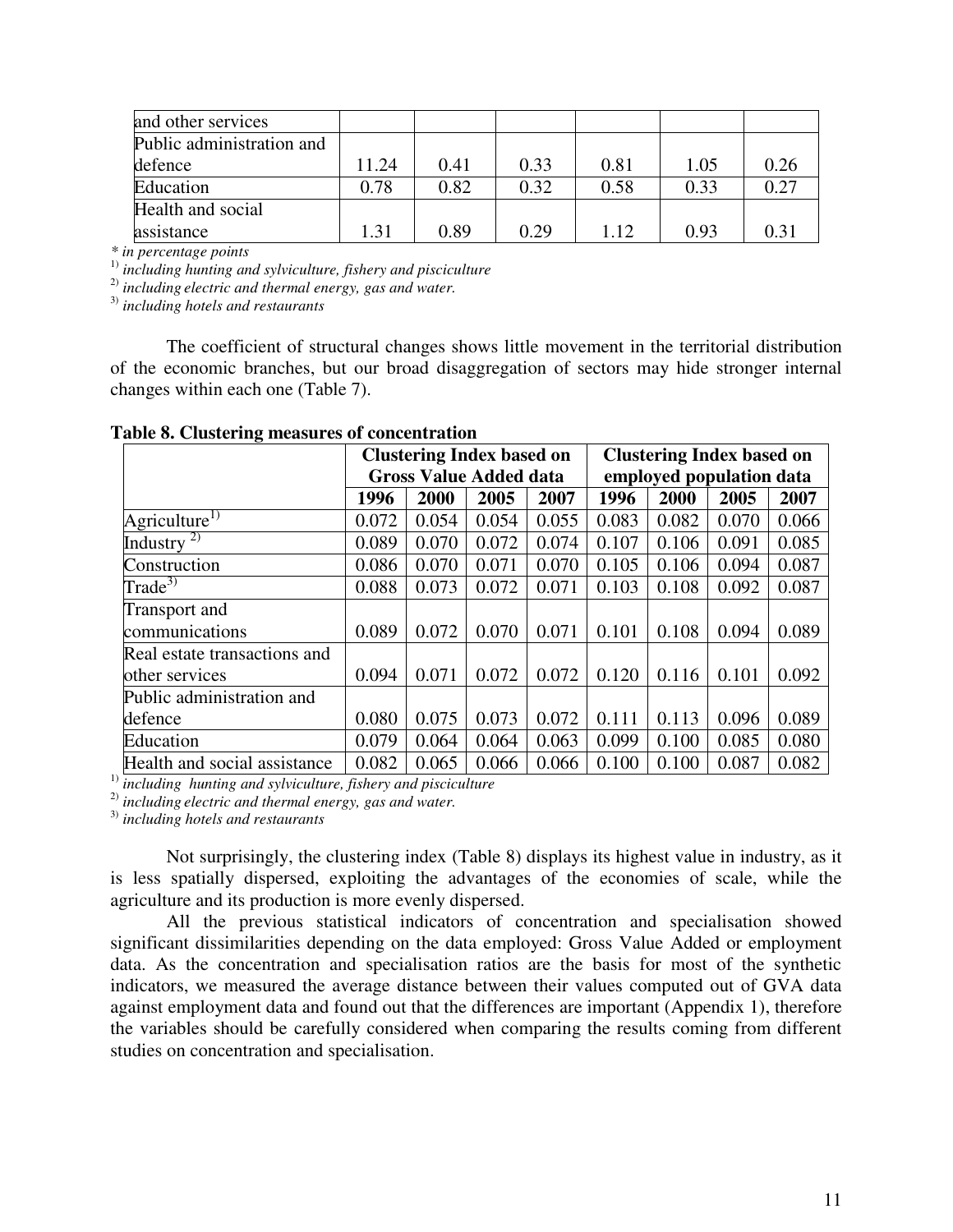| and other services | | | | | | |
|---|---|---|---|---|---|---|
| Public administration and defence | 11.24 | 0.41 | 0.33 | 0.81 | 1.05 | 0.26 |
| Education | 0.78 | 0.82 | 0.32 | 0.58 | 0.33 | 0.27 |
| Health and social assistance | 1.31 | 0.89 | 0.29 | 1.12 | 0.93 | 0.31 |

*\* in percentage points*

[1] *including hunting and sylviculture, fishery and pisciculture*

[2] *including electric and thermal energy, gas and water.*

[3] *including hotels and restaurants*

The coefficient of structural changes shows little movement in the territorial distribution of the economic branches, but our broad disaggregation of sectors may hide stronger internal changes within each one (Table 7).

**Table 8. Clustering measures of concentration**

| | Clustering Index based on Gross Value Added data | | | | Clustering Index based on employed population data | | | |
|---|---|---|---|---|---|---|---|---|
| | 1996 | 2000 | 2005 | 2007 | 1996 | 2000 | 2005 | 2007 |
| Agriculture[1] | 0.072 | 0.054 | 0.054 | 0.055 | 0.083 | 0.082 | 0.070 | 0.066 |
| Industry [2] | 0.089 | 0.070 | 0.072 | 0.074 | 0.107 | 0.106 | 0.091 | 0.085 |
| Construction | 0.086 | 0.070 | 0.071 | 0.070 | 0.105 | 0.106 | 0.094 | 0.087 |
| Trade[3] | 0.088 | 0.073 | 0.072 | 0.071 | 0.103 | 0.108 | 0.092 | 0.087 |
| Transport and communications | 0.089 | 0.072 | 0.070 | 0.071 | 0.101 | 0.108 | 0.094 | 0.089 |
| Real estate transactions and other services | 0.094 | 0.071 | 0.072 | 0.072 | 0.120 | 0.116 | 0.101 | 0.092 |
| Public administration and defence | 0.080 | 0.075 | 0.073 | 0.072 | 0.111 | 0.113 | 0.096 | 0.089 |
| Education | 0.079 | 0.064 | 0.064 | 0.063 | 0.099 | 0.100 | 0.085 | 0.080 |
| Health and social assistance | 0.082 | 0.065 | 0.066 | 0.066 | 0.100 | 0.100 | 0.087 | 0.082 |

[1] *including hunting and sylviculture, fishery and pisciculture*

[2] *including electric and thermal energy, gas and water.*

[3] *including hotels and restaurants*

Not surprisingly, the clustering index (Table 8) displays its highest value in industry, as it is less spatially dispersed, exploiting the advantages of the economies of scale, while the agriculture and its production is more evenly dispersed.

All the previous statistical indicators of concentration and specialisation showed significant dissimilarities depending on the data employed: Gross Value Added or employment data. As the concentration and specialisation ratios are the basis for most of the synthetic indicators, we measured the average distance between their values computed out of GVA data against employment data and found out that the differences are important (Appendix 1), therefore the variables should be carefully considered when comparing the results coming from different studies on concentration and specialisation.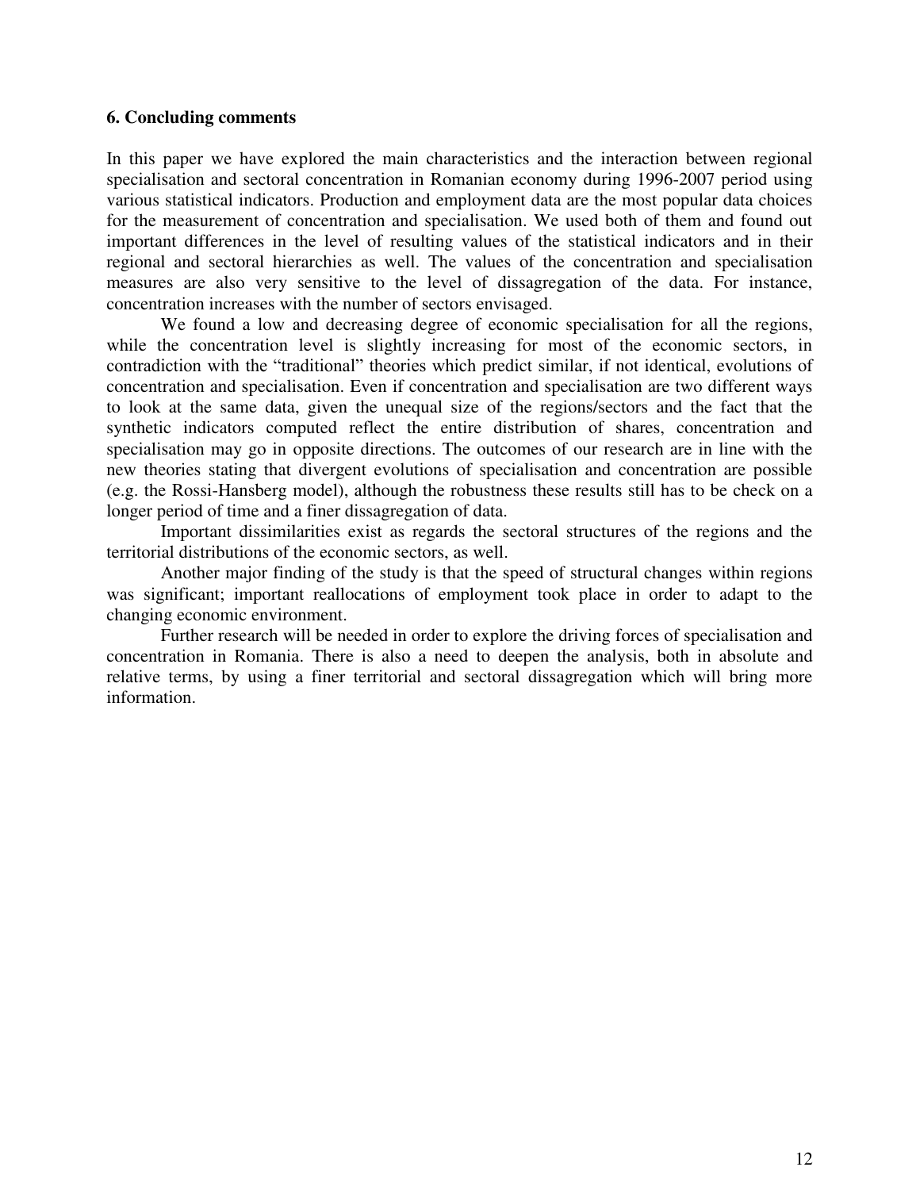## 6. Concluding comments

In this paper we have explored the main characteristics and the interaction between regional specialisation and sectoral concentration in Romanian economy during 1996-2007 period using various statistical indicators. Production and employment data are the most popular data choices for the measurement of concentration and specialisation. We used both of them and found out important differences in the level of resulting values of the statistical indicators and in their regional and sectoral hierarchies as well. The values of the concentration and specialisation measures are also very sensitive to the level of dissagregation of the data. For instance, concentration increases with the number of sectors envisaged.

We found a low and decreasing degree of economic specialisation for all the regions, while the concentration level is slightly increasing for most of the economic sectors, in contradiction with the "traditional" theories which predict similar, if not identical, evolutions of concentration and specialisation. Even if concentration and specialisation are two different ways to look at the same data, given the unequal size of the regions/sectors and the fact that the synthetic indicators computed reflect the entire distribution of shares, concentration and specialisation may go in opposite directions. The outcomes of our research are in line with the new theories stating that divergent evolutions of specialisation and concentration are possible (e.g. the Rossi-Hansberg model), although the robustness these results still has to be check on a longer period of time and a finer dissagregation of data.

Important dissimilarities exist as regards the sectoral structures of the regions and the territorial distributions of the economic sectors, as well.

Another major finding of the study is that the speed of structural changes within regions was significant; important reallocations of employment took place in order to adapt to the changing economic environment.

Further research will be needed in order to explore the driving forces of specialisation and concentration in Romania. There is also a need to deepen the analysis, both in absolute and relative terms, by using a finer territorial and sectoral dissagregation which will bring more information.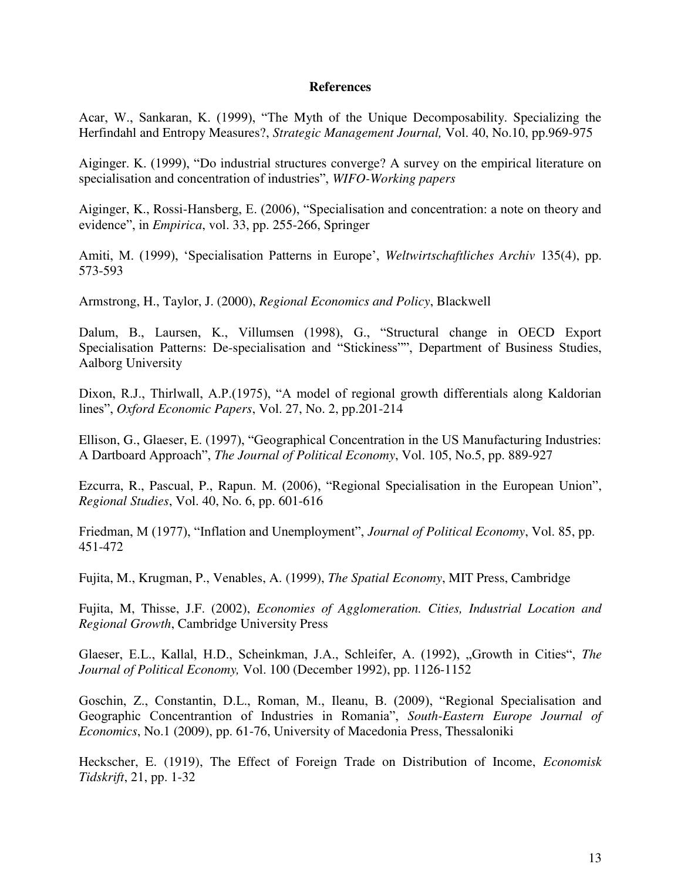**References**

Acar, W., Sankaran, K. (1999), "The Myth of the Unique Decomposability. Specializing the Herfindahl and Entropy Measures?, *Strategic Management Journal,* Vol. 40, No.10, pp.969-975

Aiginger. K. (1999), "Do industrial structures converge? A survey on the empirical literature on specialisation and concentration of industries", *WIFO-Working papers*

Aiginger, K., Rossi-Hansberg, E. (2006), "Specialisation and concentration: a note on theory and evidence", in *Empirica*, vol. 33, pp. 255-266, Springer

Amiti, M. (1999), 'Specialisation Patterns in Europe', *Weltwirtschaftliches Archiv* 135(4), pp. 573-593

Armstrong, H., Taylor, J. (2000), *Regional Economics and Policy*, Blackwell

Dalum, B., Laursen, K., Villumsen (1998), G., "Structural change in OECD Export Specialisation Patterns: De-specialisation and "Stickiness"", Department of Business Studies, Aalborg University

Dixon, R.J., Thirlwall, A.P.(1975), "A model of regional growth differentials along Kaldorian lines", *Oxford Economic Papers*, Vol. 27, No. 2, pp.201-214

Ellison, G., Glaeser, E. (1997), "Geographical Concentration in the US Manufacturing Industries: A Dartboard Approach", *The Journal of Political Economy*, Vol. 105, No.5, pp. 889-927

Ezcurra, R., Pascual, P., Rapun. M. (2006), "Regional Specialisation in the European Union", *Regional Studies*, Vol. 40, No. 6, pp. 601-616

Friedman, M (1977), "Inflation and Unemployment", *Journal of Political Economy*, Vol. 85, pp. 451-472

Fujita, M., Krugman, P., Venables, A. (1999), *The Spatial Economy*, MIT Press, Cambridge

Fujita, M, Thisse, J.F. (2002), *Economies of Agglomeration. Cities, Industrial Location and Regional Growth*, Cambridge University Press

Glaeser, E.L., Kallal, H.D., Scheinkman, J.A., Schleifer, A. (1992), „Growth in Cities", *The Journal of Political Economy,* Vol. 100 (December 1992), pp. 1126-1152

Goschin, Z., Constantin, D.L., Roman, M., Ileanu, B. (2009), "Regional Specialisation and Geographic Concentrantion of Industries in Romania", *South-Eastern Europe Journal of Economics*, No.1 (2009), pp. 61-76, University of Macedonia Press, Thessaloniki

Heckscher, E. (1919), The Effect of Foreign Trade on Distribution of Income, *Economisk Tidskrift*, 21, pp. 1-32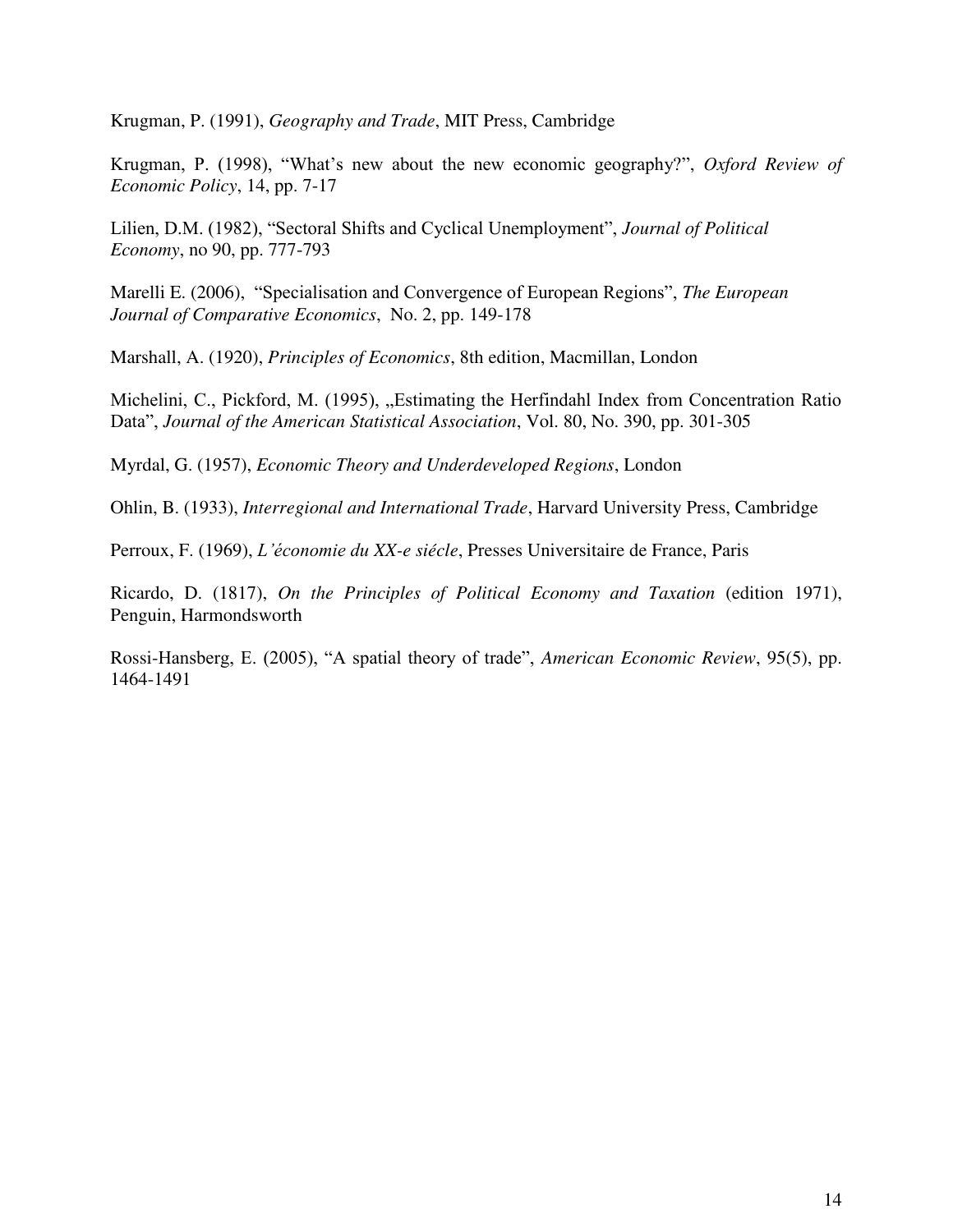Krugman, P. (1991), *Geography and Trade*, MIT Press, Cambridge

Krugman, P. (1998), "What's new about the new economic geography?", *Oxford Review of Economic Policy*, 14, pp. 7-17

Lilien, D.M. (1982), "Sectoral Shifts and Cyclical Unemployment", *Journal of Political Economy*, no 90, pp. 777-793

Marelli E. (2006), "Specialisation and Convergence of European Regions", *The European Journal of Comparative Economics*, No. 2, pp. 149-178

Marshall, A. (1920), *Principles of Economics*, 8th edition, Macmillan, London

Michelini, C., Pickford, M. (1995), „Estimating the Herfindahl Index from Concentration Ratio Data", *Journal of the American Statistical Association*, Vol. 80, No. 390, pp. 301-305

Myrdal, G. (1957), *Economic Theory and Underdeveloped Regions*, London

Ohlin, B. (1933), *Interregional and International Trade*, Harvard University Press, Cambridge

Perroux, F. (1969), *L'économie du XX-e siécle*, Presses Universitaire de France, Paris

Ricardo, D. (1817), *On the Principles of Political Economy and Taxation* (edition 1971), Penguin, Harmondsworth

Rossi-Hansberg, E. (2005), "A spatial theory of trade", *American Economic Review*, 95(5), pp. 1464-1491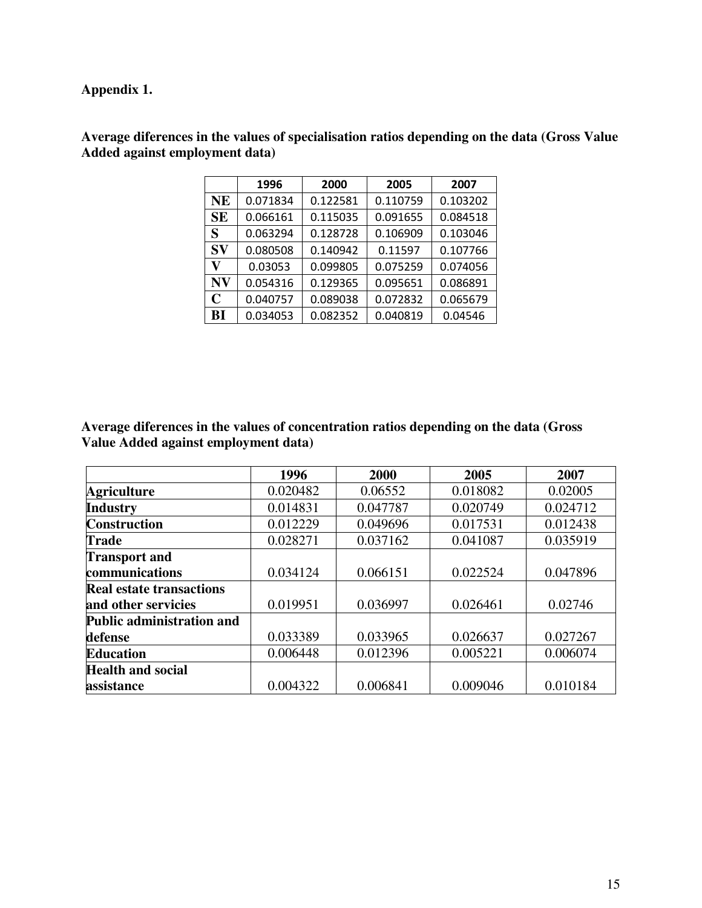**Appendix 1.**

**Average diferences in the values of specialisation ratios depending on the data (Gross Value Added against employment data)**

| | 1996 | 2000 | 2005 | 2007 |
|---|---|---|---|---|
| **NE** | 0.071834 | 0.122581 | 0.110759 | 0.103202 |
| **SE** | 0.066161 | 0.115035 | 0.091655 | 0.084518 |
| **S** | 0.063294 | 0.128728 | 0.106909 | 0.103046 |
| **SV** | 0.080508 | 0.140942 | 0.11597 | 0.107766 |
| **V** | 0.03053 | 0.099805 | 0.075259 | 0.074056 |
| **NV** | 0.054316 | 0.129365 | 0.095651 | 0.086891 |
| **C** | 0.040757 | 0.089038 | 0.072832 | 0.065679 |
| **BI** | 0.034053 | 0.082352 | 0.040819 | 0.04546 |

**Average diferences in the values of concentration ratios depending on the data (Gross Value Added against employment data)**

| | 1996 | 2000 | 2005 | 2007 |
|---|---|---|---|---|
| **Agriculture** | 0.020482 | 0.06552 | 0.018082 | 0.02005 |
| **Industry** | 0.014831 | 0.047787 | 0.020749 | 0.024712 |
| **Construction** | 0.012229 | 0.049696 | 0.017531 | 0.012438 |
| **Trade** | 0.028271 | 0.037162 | 0.041087 | 0.035919 |
| **Transport and communications** | 0.034124 | 0.066151 | 0.022524 | 0.047896 |
| **Real estate transactions and other servicies** | 0.019951 | 0.036997 | 0.026461 | 0.02746 |
| **Public administration and defense** | 0.033389 | 0.033965 | 0.026637 | 0.027267 |
| **Education** | 0.006448 | 0.012396 | 0.005221 | 0.006074 |
| **Health and social assistance** | 0.004322 | 0.006841 | 0.009046 | 0.010184 |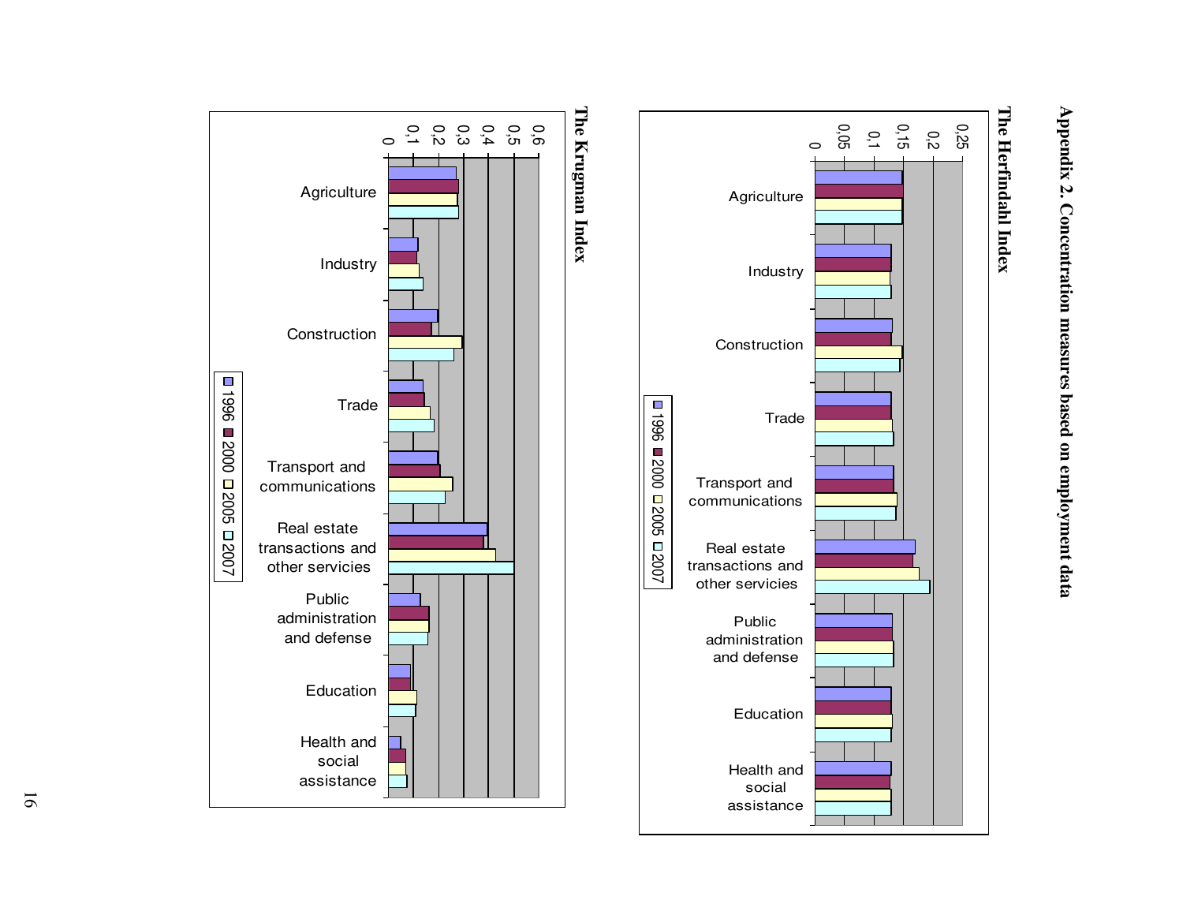## Appendix 2. Concentration measures based on employment data

### The Herfindahl Index

### The Krugman Index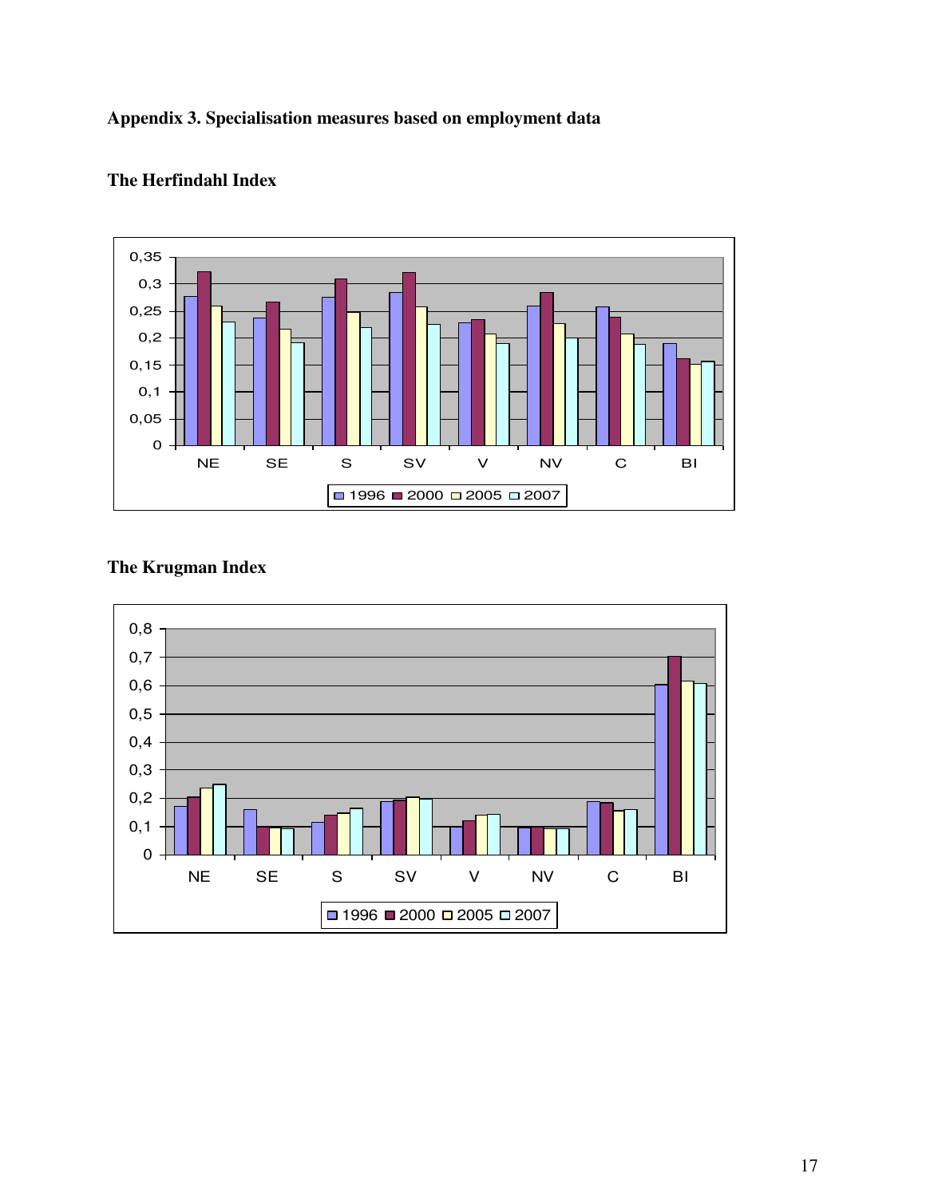**Appendix 3. Specialisation measures based on employment data**

**The Herfindahl Index**

0,35
0,3
0,25
0,2
0,15
0,1
0,05
0

NE SE S SV V NV C BI

1996 2000 2005 2007

**The Krugman Index**

0,8
0,7
0,6
0,5
0,4
0,3
0,2
0,1
0

NE SE S SV V NV C BI

1996 2000 2005 2007